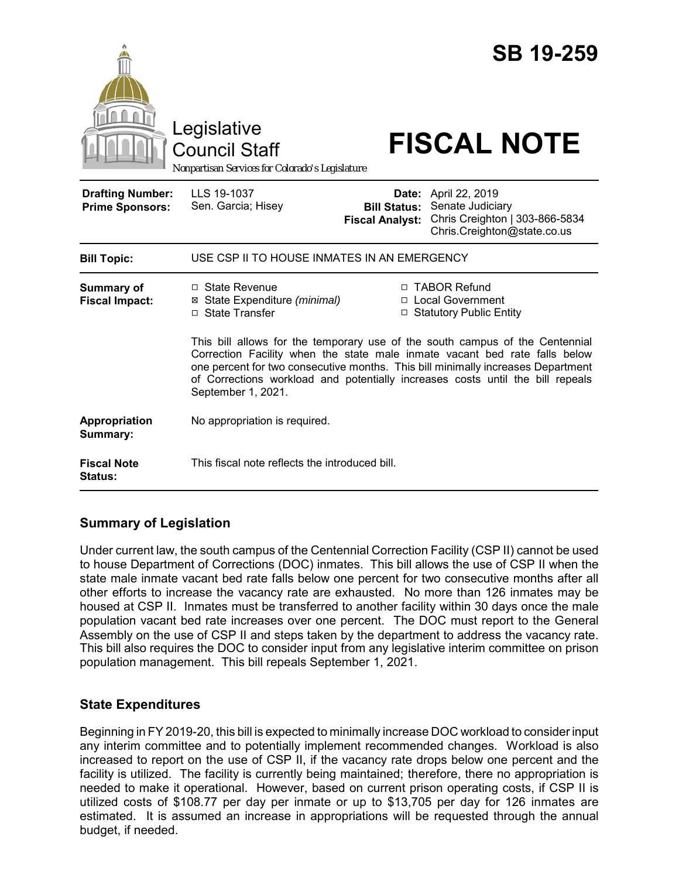# SB 19-259

Legislative Council Staff

*Nonpartisan Services for Colorado's Legislature*

# FISCAL NOTE

| | | | |
|---|---|---|---|
| **Drafting Number:** | LLS 19-1037 | **Date:** | April 22, 2019 |
| **Prime Sponsors:** | Sen. Garcia; Hisey | **Bill Status:** | Senate Judiciary |
| | | **Fiscal Analyst:** | Chris Creighton \| 303-866-5834 Chris.Creighton@state.co.us |

| | |
|---|---|
| **Bill Topic:** | USE CSP II TO HOUSE INMATES IN AN EMERGENCY |
| **Summary of Fiscal Impact:** | ☐ State Revenue<br>☒ State Expenditure *(minimal)*<br>☐ State Transfer<br>☐ TABOR Refund<br>☐ Local Government<br>☐ Statutory Public Entity<br><br>This bill allows for the temporary use of the south campus of the Centennial Correction Facility when the state male inmate vacant bed rate falls below one percent for two consecutive months. This bill minimally increases Department of Corrections workload and potentially increases costs until the bill repeals September 1, 2021. |
| **Appropriation Summary:** | No appropriation is required. |
| **Fiscal Note Status:** | This fiscal note reflects the introduced bill. |

## Summary of Legislation

Under current law, the south campus of the Centennial Correction Facility (CSP II) cannot be used to house Department of Corrections (DOC) inmates. This bill allows the use of CSP II when the state male inmate vacant bed rate falls below one percent for two consecutive months after all other efforts to increase the vacancy rate are exhausted. No more than 126 inmates may be housed at CSP II. Inmates must be transferred to another facility within 30 days once the male population vacant bed rate increases over one percent. The DOC must report to the General Assembly on the use of CSP II and steps taken by the department to address the vacancy rate. This bill also requires the DOC to consider input from any legislative interim committee on prison population management. This bill repeals September 1, 2021.

## State Expenditures

Beginning in FY 2019-20, this bill is expected to minimally increase DOC workload to consider input any interim committee and to potentially implement recommended changes. Workload is also increased to report on the use of CSP II, if the vacancy rate drops below one percent and the facility is utilized. The facility is currently being maintained; therefore, there no appropriation is needed to make it operational. However, based on current prison operating costs, if CSP II is utilized costs of $108.77 per day per inmate or up to $13,705 per day for 126 inmates are estimated. It is assumed an increase in appropriations will be requested through the annual budget, if needed.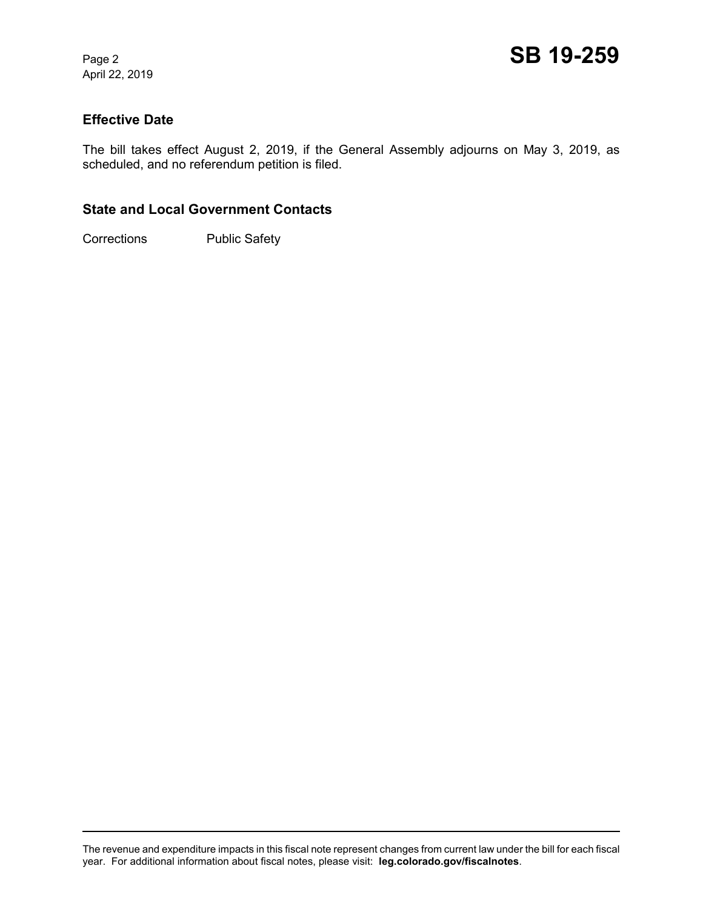## Effective Date

The bill takes effect August 2, 2019, if the General Assembly adjourns on May 3, 2019, as scheduled, and no referendum petition is filed.

## State and Local Government Contacts

Corrections Public Safety

The revenue and expenditure impacts in this fiscal note represent changes from current law under the bill for each fiscal year. For additional information about fiscal notes, please visit: **leg.colorado.gov/fiscalnotes**.